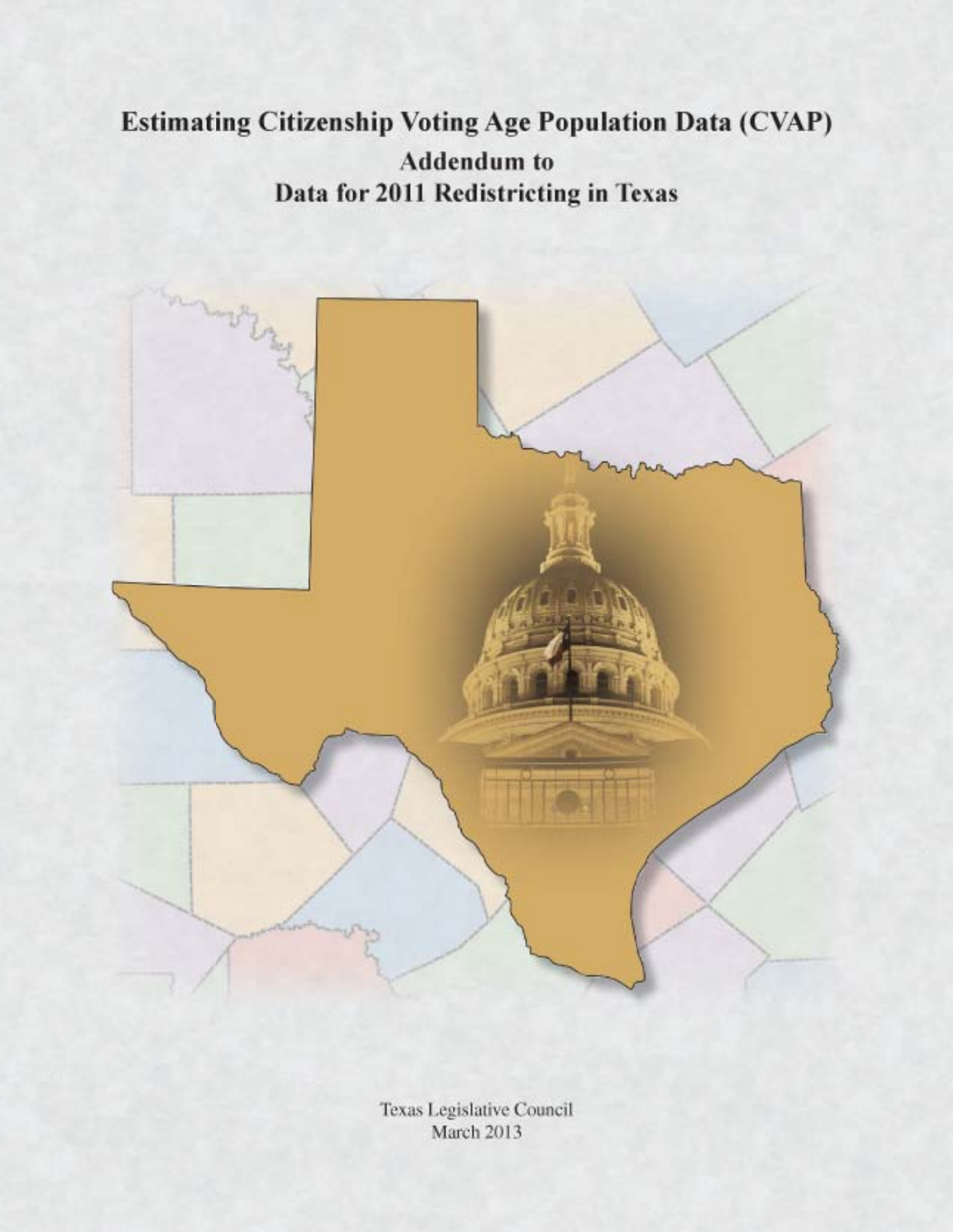# Estimating Citizenship Voting Age Population Data (CVAP)

## Addendum to
## Data for 2011 Redistricting in Texas

Texas Legislative Council
March 2013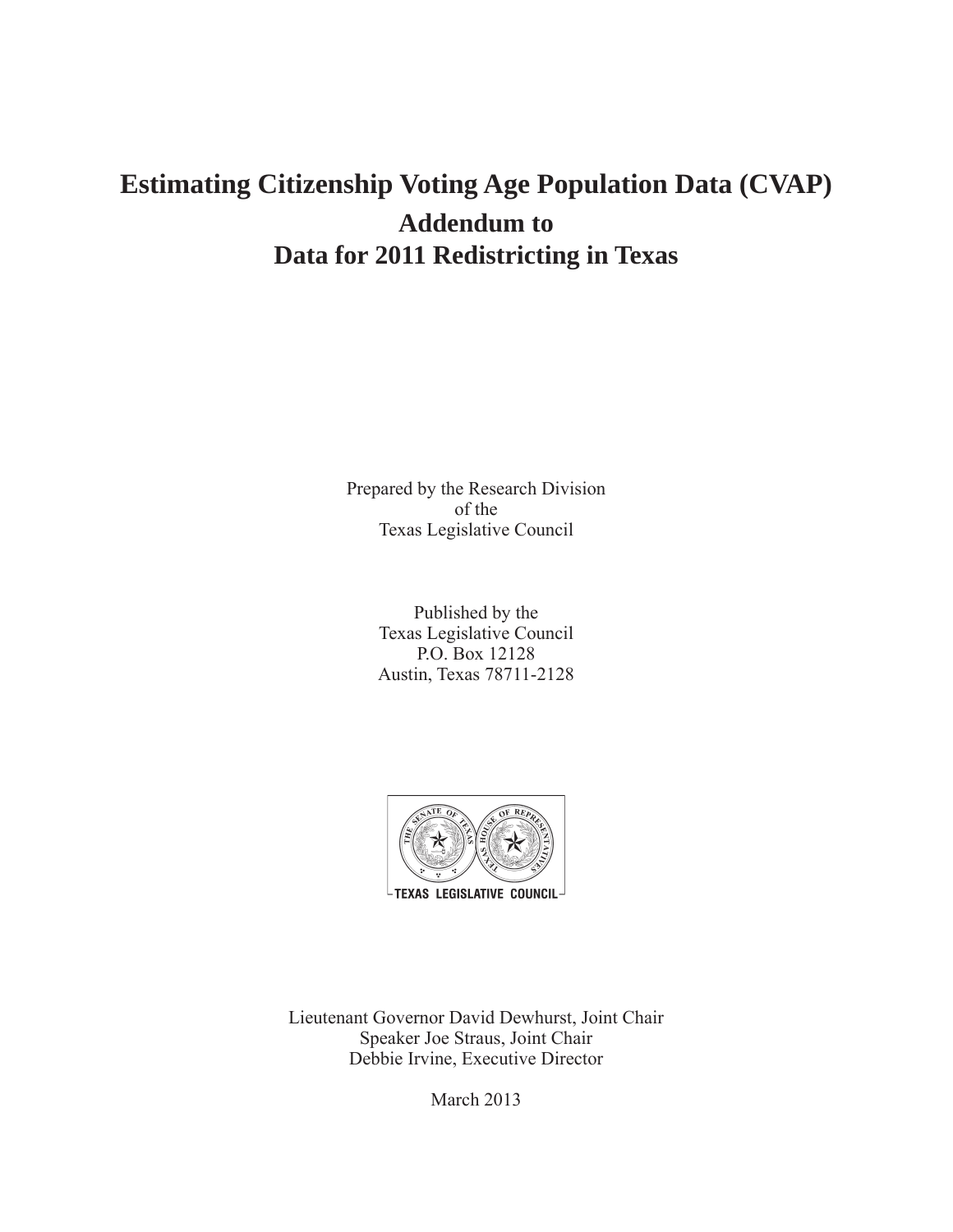# Estimating Citizenship Voting Age Population Data (CVAP)

## Addendum to
## Data for 2011 Redistricting in Texas

Prepared by the Research Division
of the
Texas Legislative Council

Published by the
Texas Legislative Council
P.O. Box 12128
Austin, Texas 78711-2128

TEXAS LEGISLATIVE COUNCIL

Lieutenant Governor David Dewhurst, Joint Chair
Speaker Joe Straus, Joint Chair
Debbie Irvine, Executive Director

March 2013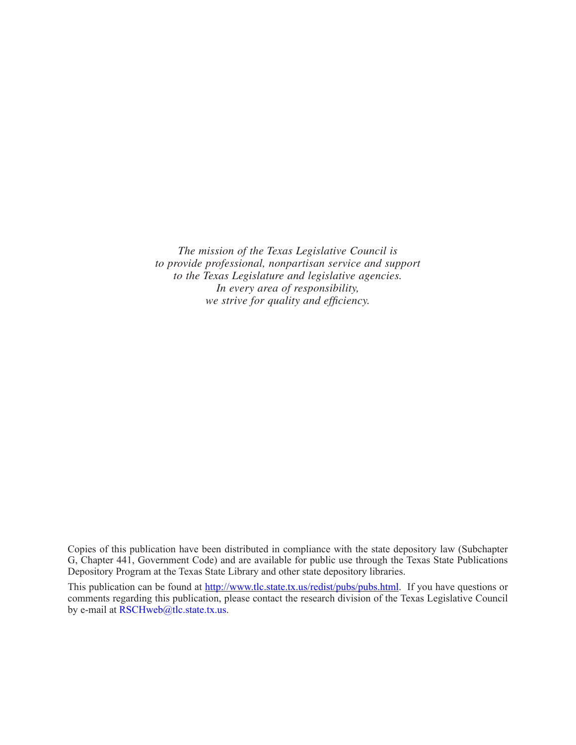*The mission of the Texas Legislative Council is*
*to provide professional, nonpartisan service and support*
*to the Texas Legislature and legislative agencies.*
*In every area of responsibility,*
*we strive for quality and efficiency.*

Copies of this publication have been distributed in compliance with the state depository law (Subchapter G, Chapter 441, Government Code) and are available for public use through the Texas State Publications Depository Program at the Texas State Library and other state depository libraries.

This publication can be found at http://www.tlc.state.tx.us/redist/pubs/pubs.html. If you have questions or comments regarding this publication, please contact the research division of the Texas Legislative Council by e-mail at RSCHweb@tlc.state.tx.us.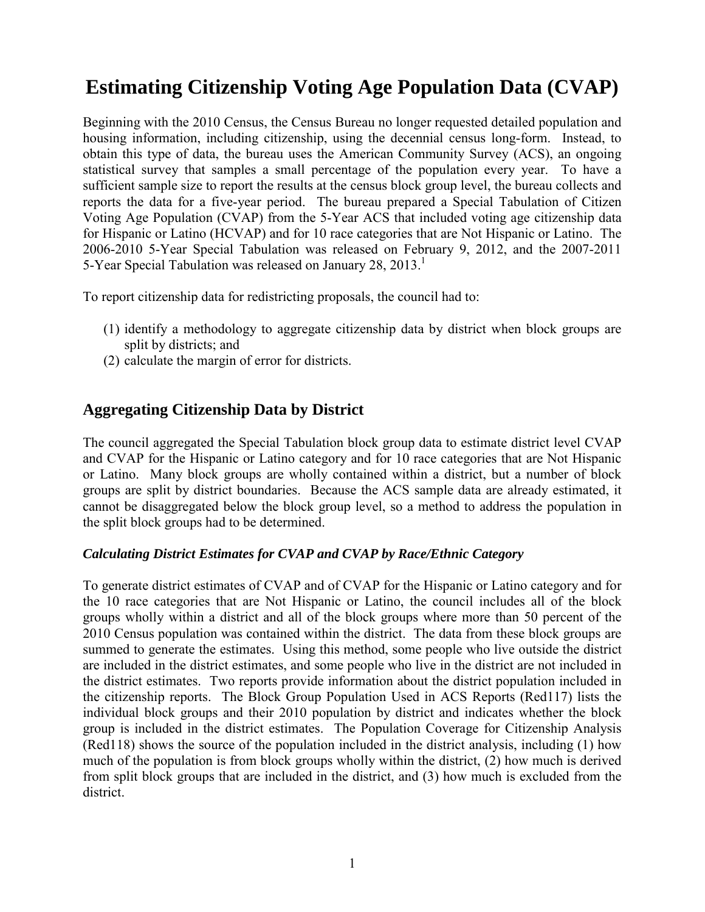# Estimating Citizenship Voting Age Population Data (CVAP)

Beginning with the 2010 Census, the Census Bureau no longer requested detailed population and housing information, including citizenship, using the decennial census long-form. Instead, to obtain this type of data, the bureau uses the American Community Survey (ACS), an ongoing statistical survey that samples a small percentage of the population every year. To have a sufficient sample size to report the results at the census block group level, the bureau collects and reports the data for a five-year period. The bureau prepared a Special Tabulation of Citizen Voting Age Population (CVAP) from the 5-Year ACS that included voting age citizenship data for Hispanic or Latino (HCVAP) and for 10 race categories that are Not Hispanic or Latino. The 2006-2010 5-Year Special Tabulation was released on February 9, 2012, and the 2007-2011 5-Year Special Tabulation was released on January 28, 2013.[1]

To report citizenship data for redistricting proposals, the council had to:

(1) identify a methodology to aggregate citizenship data by district when block groups are split by districts; and
(2) calculate the margin of error for districts.

## Aggregating Citizenship Data by District

The council aggregated the Special Tabulation block group data to estimate district level CVAP and CVAP for the Hispanic or Latino category and for 10 race categories that are Not Hispanic or Latino. Many block groups are wholly contained within a district, but a number of block groups are split by district boundaries. Because the ACS sample data are already estimated, it cannot be disaggregated below the block group level, so a method to address the population in the split block groups had to be determined.

### *Calculating District Estimates for CVAP and CVAP by Race/Ethnic Category*

To generate district estimates of CVAP and of CVAP for the Hispanic or Latino category and for the 10 race categories that are Not Hispanic or Latino, the council includes all of the block groups wholly within a district and all of the block groups where more than 50 percent of the 2010 Census population was contained within the district. The data from these block groups are summed to generate the estimates. Using this method, some people who live outside the district are included in the district estimates, and some people who live in the district are not included in the district estimates. Two reports provide information about the district population included in the citizenship reports. The Block Group Population Used in ACS Reports (Red117) lists the individual block groups and their 2010 population by district and indicates whether the block group is included in the district estimates. The Population Coverage for Citizenship Analysis (Red118) shows the source of the population included in the district analysis, including (1) how much of the population is from block groups wholly within the district, (2) how much is derived from split block groups that are included in the district, and (3) how much is excluded from the district.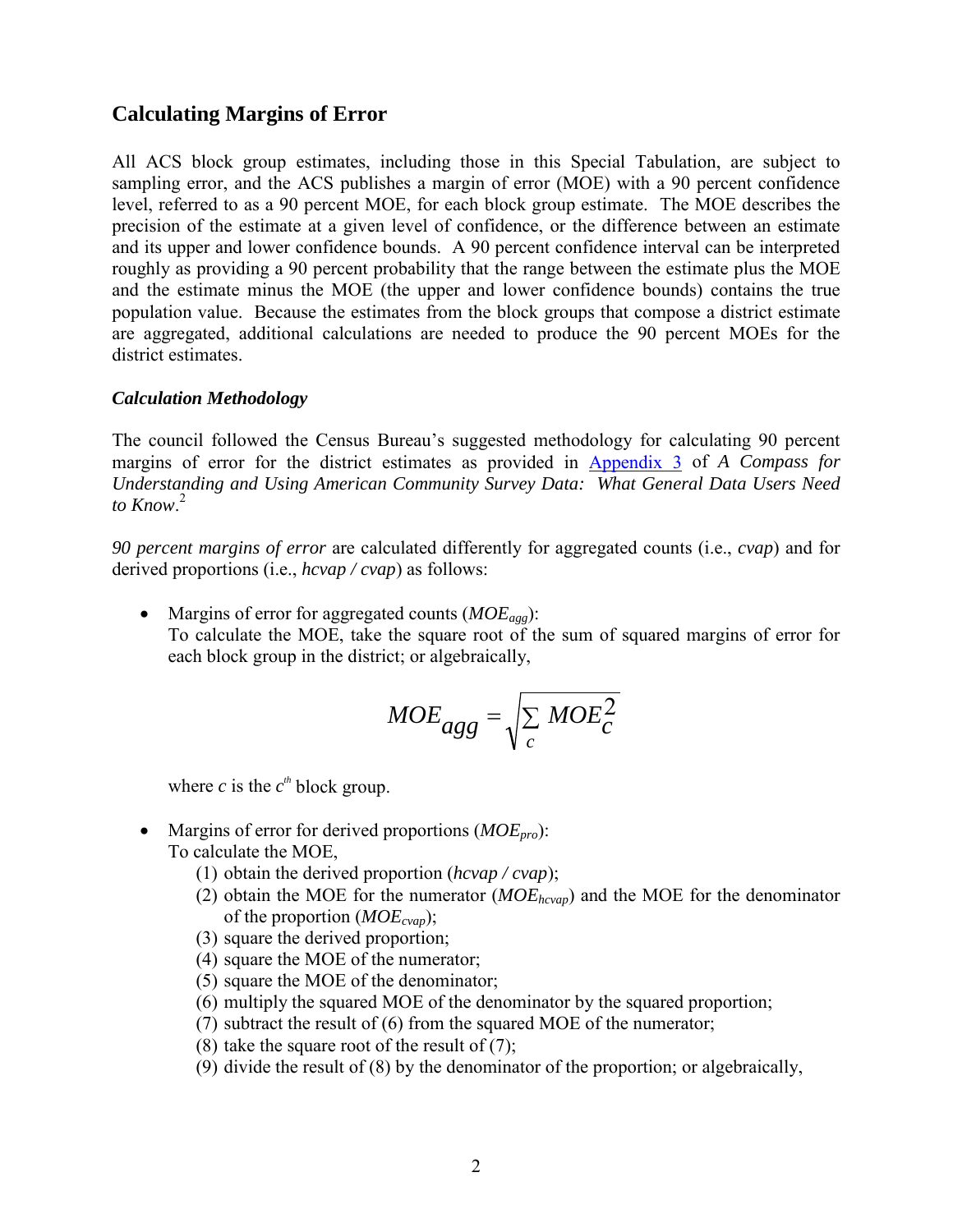## Calculating Margins of Error

All ACS block group estimates, including those in this Special Tabulation, are subject to sampling error, and the ACS publishes a margin of error (MOE) with a 90 percent confidence level, referred to as a 90 percent MOE, for each block group estimate. The MOE describes the precision of the estimate at a given level of confidence, or the difference between an estimate and its upper and lower confidence bounds. A 90 percent confidence interval can be interpreted roughly as providing a 90 percent probability that the range between the estimate plus the MOE and the estimate minus the MOE (the upper and lower confidence bounds) contains the true population value. Because the estimates from the block groups that compose a district estimate are aggregated, additional calculations are needed to produce the 90 percent MOEs for the district estimates.

### *Calculation Methodology*

The council followed the Census Bureau's suggested methodology for calculating 90 percent margins of error for the district estimates as provided in Appendix 3 of *A Compass for Understanding and Using American Community Survey Data: What General Data Users Need to Know*.[2]

*90 percent margins of error* are calculated differently for aggregated counts (i.e., *cvap*) and for derived proportions (i.e., *hcvap / cvap*) as follows:

- Margins of error for aggregated counts ($MOE_{agg}$):
  To calculate the MOE, take the square root of the sum of squared margins of error for each block group in the district; or algebraically,

$$MOE_{agg} = \sqrt{\sum_{c} MOE_c^2}$$

  where $c$ is the $c^{th}$ block group.

- Margins of error for derived proportions ($MOE_{pro}$):
  To calculate the MOE,
  1. obtain the derived proportion (*hcvap / cvap*);
  2. obtain the MOE for the numerator ($MOE_{hcvap}$) and the MOE for the denominator of the proportion ($MOE_{cvap}$);
  3. square the derived proportion;
  4. square the MOE of the numerator;
  5. square the MOE of the denominator;
  6. multiply the squared MOE of the denominator by the squared proportion;
  7. subtract the result of (6) from the squared MOE of the numerator;
  8. take the square root of the result of (7);
  9. divide the result of (8) by the denominator of the proportion; or algebraically,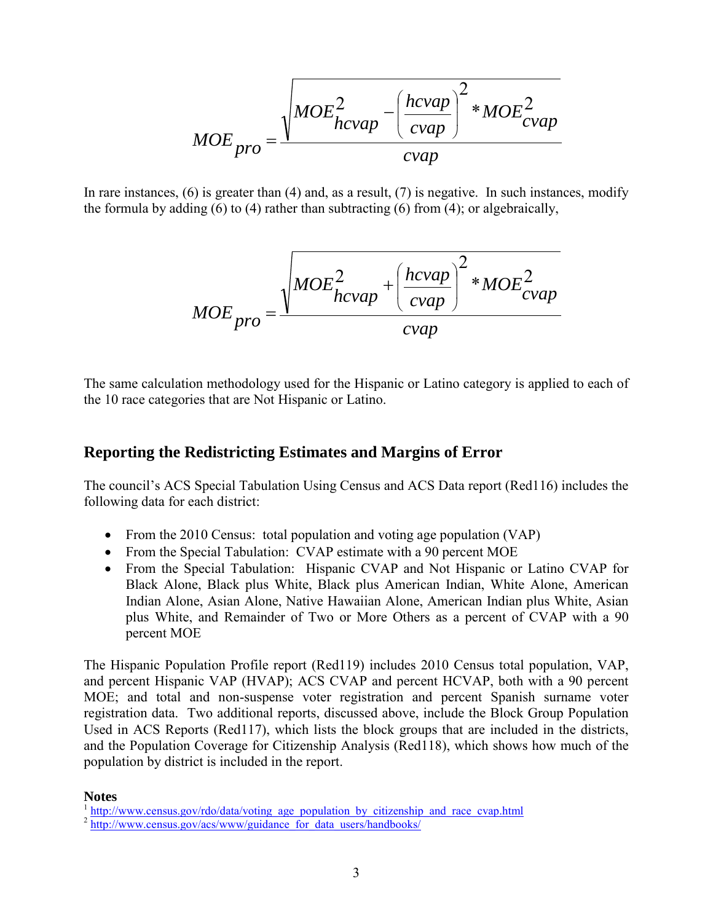$$MOE_{pro} = \frac{\sqrt{MOE_{hcvap}^2 - \left(\frac{hcvap}{cvap}\right)^2 * MOE_{cvap}^2}}{cvap}$$

In rare instances, (6) is greater than (4) and, as a result, (7) is negative. In such instances, modify the formula by adding (6) to (4) rather than subtracting (6) from (4); or algebraically,

$$MOE_{pro} = \frac{\sqrt{MOE_{hcvap}^2 + \left(\frac{hcvap}{cvap}\right)^2 * MOE_{cvap}^2}}{cvap}$$

The same calculation methodology used for the Hispanic or Latino category is applied to each of the 10 race categories that are Not Hispanic or Latino.

## Reporting the Redistricting Estimates and Margins of Error

The council's ACS Special Tabulation Using Census and ACS Data report (Red116) includes the following data for each district:

- From the 2010 Census: total population and voting age population (VAP)
- From the Special Tabulation: CVAP estimate with a 90 percent MOE
- From the Special Tabulation: Hispanic CVAP and Not Hispanic or Latino CVAP for Black Alone, Black plus White, Black plus American Indian, White Alone, American Indian Alone, Asian Alone, Native Hawaiian Alone, American Indian plus White, Asian plus White, and Remainder of Two or More Others as a percent of CVAP with a 90 percent MOE

The Hispanic Population Profile report (Red119) includes 2010 Census total population, VAP, and percent Hispanic VAP (HVAP); ACS CVAP and percent HCVAP, both with a 90 percent MOE; and total and non-suspense voter registration and percent Spanish surname voter registration data. Two additional reports, discussed above, include the Block Group Population Used in ACS Reports (Red117), which lists the block groups that are included in the districts, and the Population Coverage for Citizenship Analysis (Red118), which shows how much of the population by district is included in the report.

**Notes**

[1] http://www.census.gov/rdo/data/voting_age_population_by_citizenship_and_race_cvap.html
[2] http://www.census.gov/acs/www/guidance_for_data_users/handbooks/